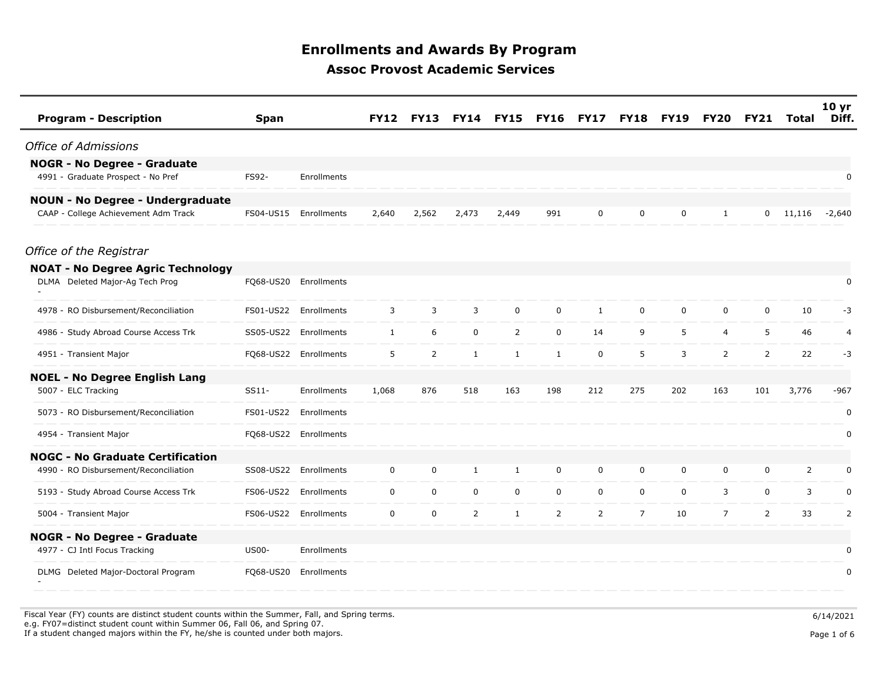# Enrollments and Awards By Program

## Assoc Provost Academic Services

| Program - Description | Span | | FY12 | FY13 | FY14 | FY15 | FY16 | FY17 | FY18 | FY19 | FY20 | FY21 | Total | 10 yr Diff. |
|---|---|---|---|---|---|---|---|---|---|---|---|---|---|---|
| ***Office of Admissions*** | | | | | | | | | | | | | | |
| **NOGR - No Degree - Graduate** | | | | | | | | | | | | | | |
| 4991 - Graduate Prospect - No Pref | FS92- | Enrollments | | | | | | | | | | | | 0 |
| **NOUN - No Degree - Undergraduate** | | | | | | | | | | | | | | |
| CAAP - College Achievement Adm Track | FS04-US15 | Enrollments | 2,640 | 2,562 | 2,473 | 2,449 | 991 | 0 | 0 | 0 | 1 | 0 | 11,116 | -2,640 |
| ***Office of the Registrar*** | | | | | | | | | | | | | | |
| **NOAT - No Degree Agric Technology** | | | | | | | | | | | | | | |
| DLMA - Deleted Major-Ag Tech Prog | FQ68-US20 | Enrollments | | | | | | | | | | | | 0 |
| 4978 - RO Disbursement/Reconciliation | FS01-US22 | Enrollments | 3 | 3 | 3 | 0 | 0 | 1 | 0 | 0 | 0 | 0 | 10 | -3 |
| 4986 - Study Abroad Course Access Trk | SS05-US22 | Enrollments | 1 | 6 | 0 | 2 | 0 | 14 | 9 | 5 | 4 | 5 | 46 | 4 |
| 4951 - Transient Major | FQ68-US22 | Enrollments | 5 | 2 | 1 | 1 | 1 | 0 | 5 | 3 | 2 | 2 | 22 | -3 |
| **NOEL - No Degree English Lang** | | | | | | | | | | | | | | |
| 5007 - ELC Tracking | SS11- | Enrollments | 1,068 | 876 | 518 | 163 | 198 | 212 | 275 | 202 | 163 | 101 | 3,776 | -967 |
| 5073 - RO Disbursement/Reconciliation | FS01-US22 | Enrollments | | | | | | | | | | | | 0 |
| 4954 - Transient Major | FQ68-US22 | Enrollments | | | | | | | | | | | | 0 |
| **NOGC - No Graduate Certification** | | | | | | | | | | | | | | |
| 4990 - RO Disbursement/Reconciliation | SS08-US22 | Enrollments | 0 | 0 | 1 | 1 | 0 | 0 | 0 | 0 | 0 | 0 | 2 | 0 |
| 5193 - Study Abroad Course Access Trk | FS06-US22 | Enrollments | 0 | 0 | 0 | 0 | 0 | 0 | 0 | 0 | 3 | 0 | 3 | 0 |
| 5004 - Transient Major | FS06-US22 | Enrollments | 0 | 0 | 2 | 1 | 2 | 2 | 7 | 10 | 7 | 2 | 33 | 2 |
| **NOGR - No Degree - Graduate** | | | | | | | | | | | | | | |
| 4977 - CJ Intl Focus Tracking | US00- | Enrollments | | | | | | | | | | | | 0 |
| DLMG - Deleted Major-Doctoral Program | FQ68-US20 | Enrollments | | | | | | | | | | | | 0 |

Fiscal Year (FY) counts are distinct student counts within the Summer, Fall, and Spring terms.
e.g. FY07=distinct student count within Summer 06, Fall 06, and Spring 07.
If a student changed majors within the FY, he/she is counted under both majors.

6/14/2021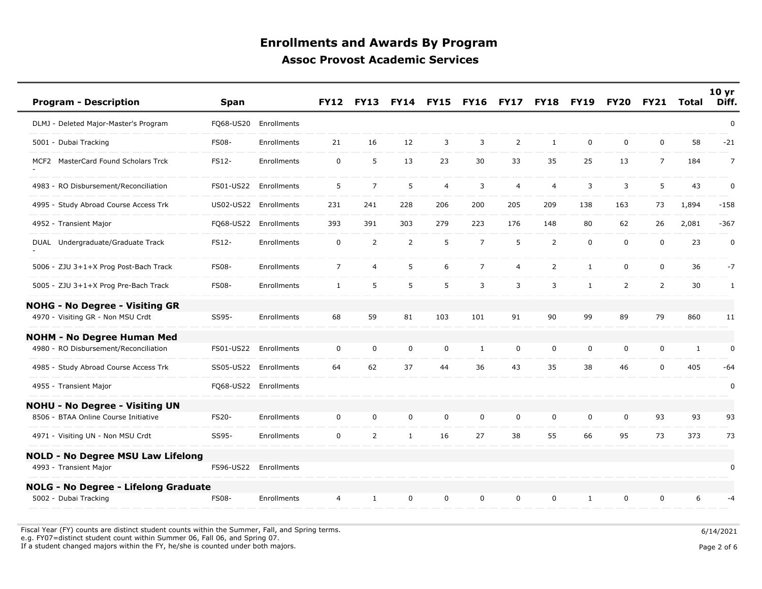# Enrollments and Awards By Program

## Assoc Provost Academic Services

| Program - Description | Span | | FY12 | FY13 | FY14 | FY15 | FY16 | FY17 | FY18 | FY19 | FY20 | FY21 | Total | 10 yr Diff. |
|---|---|---|---|---|---|---|---|---|---|---|---|---|---|---|
| DLMJ - Deleted Major-Master's Program | FQ68-US20 | Enrollments | | | | | | | | | | | | 0 |
| 5001 - Dubai Tracking | FS08- | Enrollments | 21 | 16 | 12 | 3 | 3 | 2 | 1 | 0 | 0 | 0 | 58 | -21 |
| MCF2 - MasterCard Found Scholars Trck | FS12- | Enrollments | 0 | 5 | 13 | 23 | 30 | 33 | 35 | 25 | 13 | 7 | 184 | 7 |
| 4983 - RO Disbursement/Reconciliation | FS01-US22 | Enrollments | 5 | 7 | 5 | 4 | 3 | 4 | 4 | 3 | 3 | 5 | 43 | 0 |
| 4995 - Study Abroad Course Access Trk | US02-US22 | Enrollments | 231 | 241 | 228 | 206 | 200 | 205 | 209 | 138 | 163 | 73 | 1,894 | -158 |
| 4952 - Transient Major | FQ68-US22 | Enrollments | 393 | 391 | 303 | 279 | 223 | 176 | 148 | 80 | 62 | 26 | 2,081 | -367 |
| DUAL - Undergraduate/Graduate Track | FS12- | Enrollments | 0 | 2 | 2 | 5 | 7 | 5 | 2 | 0 | 0 | 0 | 23 | 0 |
| 5006 - ZJU 3+1+X Prog Post-Bach Track | FS08- | Enrollments | 7 | 4 | 5 | 6 | 7 | 4 | 2 | 1 | 0 | 0 | 36 | -7 |
| 5005 - ZJU 3+1+X Prog Pre-Bach Track | FS08- | Enrollments | 1 | 5 | 5 | 5 | 3 | 3 | 3 | 1 | 2 | 2 | 30 | 1 |
| **NOHG - No Degree - Visiting GR** | | | | | | | | | | | | | | |
| 4970 - Visiting GR - Non MSU Crdt | SS95- | Enrollments | 68 | 59 | 81 | 103 | 101 | 91 | 90 | 99 | 89 | 79 | 860 | 11 |
| **NOHM - No Degree Human Med** | | | | | | | | | | | | | | |
| 4980 - RO Disbursement/Reconciliation | FS01-US22 | Enrollments | 0 | 0 | 0 | 0 | 1 | 0 | 0 | 0 | 0 | 0 | 1 | 0 |
| 4985 - Study Abroad Course Access Trk | SS05-US22 | Enrollments | 64 | 62 | 37 | 44 | 36 | 43 | 35 | 38 | 46 | 0 | 405 | -64 |
| 4955 - Transient Major | FQ68-US22 | Enrollments | | | | | | | | | | | | 0 |
| **NOHU - No Degree - Visiting UN** | | | | | | | | | | | | | | |
| 8506 - BTAA Online Course Initiative | FS20- | Enrollments | 0 | 0 | 0 | 0 | 0 | 0 | 0 | 0 | 0 | 93 | 93 | 93 |
| 4971 - Visiting UN - Non MSU Crdt | SS95- | Enrollments | 0 | 2 | 1 | 16 | 27 | 38 | 55 | 66 | 95 | 73 | 373 | 73 |
| **NOLD - No Degree MSU Law Lifelong** | | | | | | | | | | | | | | |
| 4993 - Transient Major | FS96-US22 | Enrollments | | | | | | | | | | | | 0 |
| **NOLG - No Degree - Lifelong Graduate** | | | | | | | | | | | | | | |
| 5002 - Dubai Tracking | FS08- | Enrollments | 4 | 1 | 0 | 0 | 0 | 0 | 0 | 1 | 0 | 0 | 6 | -4 |

Fiscal Year (FY) counts are distinct student counts within the Summer, Fall, and Spring terms.
e.g. FY07=distinct student count within Summer 06, Fall 06, and Spring 07.
If a student changed majors within the FY, he/she is counted under both majors.

6/14/2021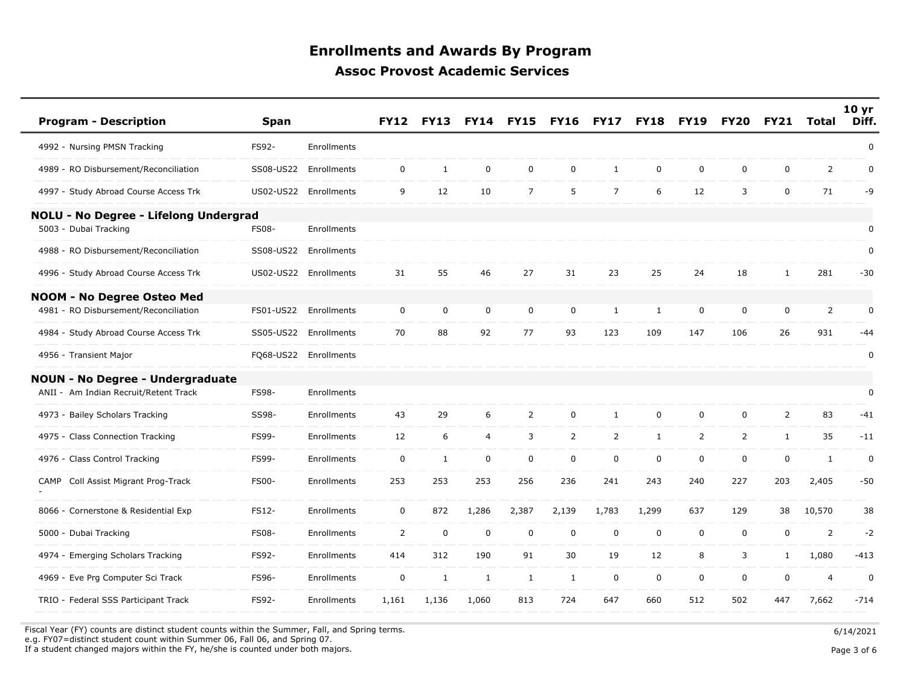# Enrollments and Awards By Program

## Assoc Provost Academic Services

| Program - Description | Span | | FY12 | FY13 | FY14 | FY15 | FY16 | FY17 | FY18 | FY19 | FY20 | FY21 | Total | 10 yr Diff. |
|---|---|---|---|---|---|---|---|---|---|---|---|---|---|---|
| 4992 - Nursing PMSN Tracking | FS92- | Enrollments | | | | | | | | | | | | 0 |
| 4989 - RO Disbursement/Reconciliation | SS08-US22 | Enrollments | 0 | 1 | 0 | 0 | 0 | 1 | 0 | 0 | 0 | 0 | 2 | 0 |
| 4997 - Study Abroad Course Access Trk | US02-US22 | Enrollments | 9 | 12 | 10 | 7 | 5 | 7 | 6 | 12 | 3 | 0 | 71 | -9 |
| **NOLU - No Degree - Lifelong Undergrad** | | | | | | | | | | | | | | |
| 5003 - Dubai Tracking | FS08- | Enrollments | | | | | | | | | | | | 0 |
| 4988 - RO Disbursement/Reconciliation | SS08-US22 | Enrollments | | | | | | | | | | | | 0 |
| 4996 - Study Abroad Course Access Trk | US02-US22 | Enrollments | 31 | 55 | 46 | 27 | 31 | 23 | 25 | 24 | 18 | 1 | 281 | -30 |
| **NOOM - No Degree Osteo Med** | | | | | | | | | | | | | | |
| 4981 - RO Disbursement/Reconciliation | FS01-US22 | Enrollments | 0 | 0 | 0 | 0 | 0 | 1 | 1 | 0 | 0 | 0 | 2 | 0 |
| 4984 - Study Abroad Course Access Trk | SS05-US22 | Enrollments | 70 | 88 | 92 | 77 | 93 | 123 | 109 | 147 | 106 | 26 | 931 | -44 |
| 4956 - Transient Major | FQ68-US22 | Enrollments | | | | | | | | | | | | 0 |
| **NOUN - No Degree - Undergraduate** | | | | | | | | | | | | | | |
| ANII - Am Indian Recruit/Retent Track | FS98- | Enrollments | | | | | | | | | | | | 0 |
| 4973 - Bailey Scholars Tracking | SS98- | Enrollments | 43 | 29 | 6 | 2 | 0 | 1 | 0 | 0 | 0 | 2 | 83 | -41 |
| 4975 - Class Connection Tracking | FS99- | Enrollments | 12 | 6 | 4 | 3 | 2 | 2 | 1 | 2 | 2 | 1 | 35 | -11 |
| 4976 - Class Control Tracking | FS99- | Enrollments | 0 | 1 | 0 | 0 | 0 | 0 | 0 | 0 | 0 | 0 | 1 | 0 |
| CAMP - Coll Assist Migrant Prog-Track | FS00- | Enrollments | 253 | 253 | 253 | 256 | 236 | 241 | 243 | 240 | 227 | 203 | 2,405 | -50 |
| 8066 - Cornerstone & Residential Exp | FS12- | Enrollments | 0 | 872 | 1,286 | 2,387 | 2,139 | 1,783 | 1,299 | 637 | 129 | 38 | 10,570 | 38 |
| 5000 - Dubai Tracking | FS08- | Enrollments | 2 | 0 | 0 | 0 | 0 | 0 | 0 | 0 | 0 | 0 | 2 | -2 |
| 4974 - Emerging Scholars Tracking | FS92- | Enrollments | 414 | 312 | 190 | 91 | 30 | 19 | 12 | 8 | 3 | 1 | 1,080 | -413 |
| 4969 - Eve Prg Computer Sci Track | FS96- | Enrollments | 0 | 1 | 1 | 1 | 1 | 0 | 0 | 0 | 0 | 0 | 4 | 0 |
| TRIO - Federal SSS Participant Track | FS92- | Enrollments | 1,161 | 1,136 | 1,060 | 813 | 724 | 647 | 660 | 512 | 502 | 447 | 7,662 | -714 |

Fiscal Year (FY) counts are distinct student counts within the Summer, Fall, and Spring terms.
e.g. FY07=distinct student count within Summer 06, Fall 06, and Spring 07.
If a student changed majors within the FY, he/she is counted under both majors.

6/14/2021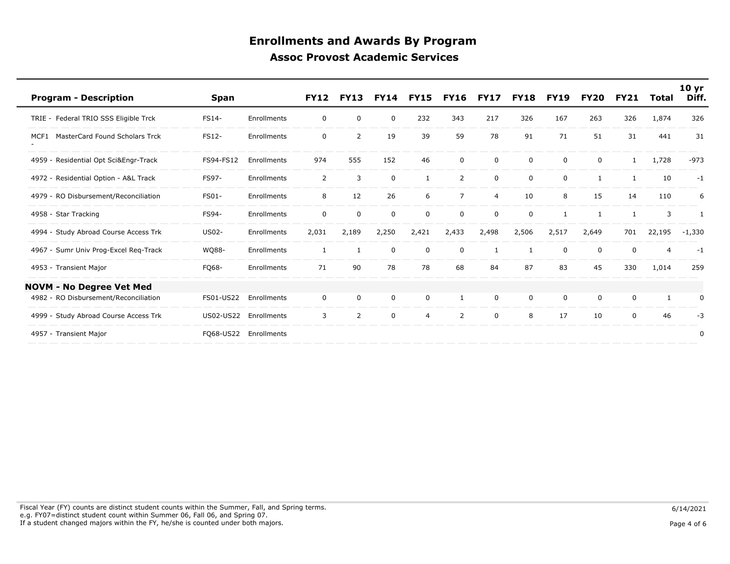# Enrollments and Awards By Program

## Assoc Provost Academic Services

| Program - Description | Span | | FY12 | FY13 | FY14 | FY15 | FY16 | FY17 | FY18 | FY19 | FY20 | FY21 | Total | 10 yr Diff. |
|---|---|---|---|---|---|---|---|---|---|---|---|---|---|---|
| TRIE - Federal TRIO SSS Eligible Trck | FS14- | Enrollments | 0 | 0 | 0 | 232 | 343 | 217 | 326 | 167 | 263 | 326 | 1,874 | 326 |
| MCF1 - MasterCard Found Scholars Trck | FS12- | Enrollments | 0 | 2 | 19 | 39 | 59 | 78 | 91 | 71 | 51 | 31 | 441 | 31 |
| 4959 - Residential Opt Sci&Engr-Track | FS94-FS12 | Enrollments | 974 | 555 | 152 | 46 | 0 | 0 | 0 | 0 | 0 | 1 | 1,728 | -973 |
| 4972 - Residential Option - A&L Track | FS97- | Enrollments | 2 | 3 | 0 | 1 | 2 | 0 | 0 | 0 | 1 | 1 | 10 | -1 |
| 4979 - RO Disbursement/Reconciliation | FS01- | Enrollments | 8 | 12 | 26 | 6 | 7 | 4 | 10 | 8 | 15 | 14 | 110 | 6 |
| 4958 - Star Tracking | FS94- | Enrollments | 0 | 0 | 0 | 0 | 0 | 0 | 0 | 1 | 1 | 1 | 3 | 1 |
| 4994 - Study Abroad Course Access Trk | US02- | Enrollments | 2,031 | 2,189 | 2,250 | 2,421 | 2,433 | 2,498 | 2,506 | 2,517 | 2,649 | 701 | 22,195 | -1,330 |
| 4967 - Sumr Univ Prog-Excel Req-Track | WQ88- | Enrollments | 1 | 1 | 0 | 0 | 0 | 1 | 1 | 0 | 0 | 0 | 4 | -1 |
| 4953 - Transient Major | FQ68- | Enrollments | 71 | 90 | 78 | 78 | 68 | 84 | 87 | 83 | 45 | 330 | 1,014 | 259 |
| **NOVM - No Degree Vet Med** | | | | | | | | | | | | | | |
| 4982 - RO Disbursement/Reconciliation | FS01-US22 | Enrollments | 0 | 0 | 0 | 0 | 1 | 0 | 0 | 0 | 0 | 0 | 1 | 0 |
| 4999 - Study Abroad Course Access Trk | US02-US22 | Enrollments | 3 | 2 | 0 | 4 | 2 | 0 | 8 | 17 | 10 | 0 | 46 | -3 |
| 4957 - Transient Major | FQ68-US22 | Enrollments | | | | | | | | | | | | 0 |

Fiscal Year (FY) counts are distinct student counts within the Summer, Fall, and Spring terms.
e.g. FY07=distinct student count within Summer 06, Fall 06, and Spring 07.
If a student changed majors within the FY, he/she is counted under both majors.

6/14/2021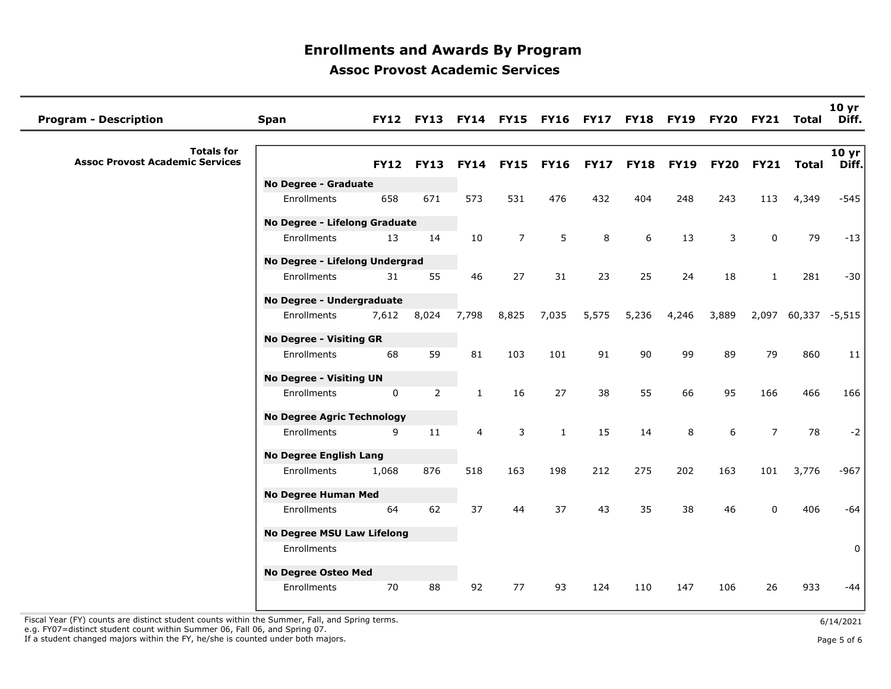# Enrollments and Awards By Program

## Assoc Provost Academic Services

| Program - Description | Span | FY12 | FY13 | FY14 | FY15 | FY16 | FY17 | FY18 | FY19 | FY20 | FY21 | Total | 10 yr Diff. |
|---|---|---|---|---|---|---|---|---|---|---|---|---|---|
| **Totals for Assoc Provost Academic Services** | | | | | | | | | | | | | |
| | **No Degree - Graduate** | | | | | | | | | | | | |
| | Enrollments | 658 | 671 | 573 | 531 | 476 | 432 | 404 | 248 | 243 | 113 | 4,349 | -545 |
| | **No Degree - Lifelong Graduate** | | | | | | | | | | | | |
| | Enrollments | 13 | 14 | 10 | 7 | 5 | 8 | 6 | 13 | 3 | 0 | 79 | -13 |
| | **No Degree - Lifelong Undergrad** | | | | | | | | | | | | |
| | Enrollments | 31 | 55 | 46 | 27 | 31 | 23 | 25 | 24 | 18 | 1 | 281 | -30 |
| | **No Degree - Undergraduate** | | | | | | | | | | | | |
| | Enrollments | 7,612 | 8,024 | 7,798 | 8,825 | 7,035 | 5,575 | 5,236 | 4,246 | 3,889 | 2,097 | 60,337 | -5,515 |
| | **No Degree - Visiting GR** | | | | | | | | | | | | |
| | Enrollments | 68 | 59 | 81 | 103 | 101 | 91 | 90 | 99 | 89 | 79 | 860 | 11 |
| | **No Degree - Visiting UN** | | | | | | | | | | | | |
| | Enrollments | 0 | 2 | 1 | 16 | 27 | 38 | 55 | 66 | 95 | 166 | 466 | 166 |
| | **No Degree Agric Technology** | | | | | | | | | | | | |
| | Enrollments | 9 | 11 | 4 | 3 | 1 | 15 | 14 | 8 | 6 | 7 | 78 | -2 |
| | **No Degree English Lang** | | | | | | | | | | | | |
| | Enrollments | 1,068 | 876 | 518 | 163 | 198 | 212 | 275 | 202 | 163 | 101 | 3,776 | -967 |
| | **No Degree Human Med** | | | | | | | | | | | | |
| | Enrollments | 64 | 62 | 37 | 44 | 37 | 43 | 35 | 38 | 46 | 0 | 406 | -64 |
| | **No Degree MSU Law Lifelong** | | | | | | | | | | | | |
| | Enrollments | | | | | | | | | | | | 0 |
| | **No Degree Osteo Med** | | | | | | | | | | | | |
| | Enrollments | 70 | 88 | 92 | 77 | 93 | 124 | 110 | 147 | 106 | 26 | 933 | -44 |

Fiscal Year (FY) counts are distinct student counts within the Summer, Fall, and Spring terms.
e.g. FY07=distinct student count within Summer 06, Fall 06, and Spring 07.
If a student changed majors within the FY, he/she is counted under both majors.

6/14/2021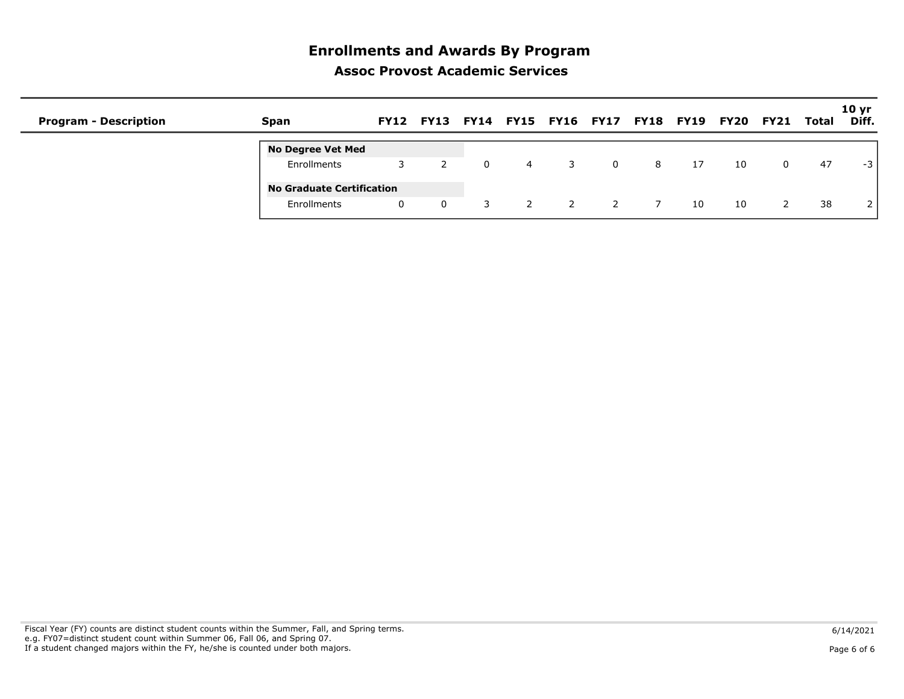# Enrollments and Awards By Program

## Assoc Provost Academic Services

| Program - Description | Span | FY12 | FY13 | FY14 | FY15 | FY16 | FY17 | FY18 | FY19 | FY20 | FY21 | Total | 10 yr Diff. |
|---|---|---|---|---|---|---|---|---|---|---|---|---|---|
| | **No Degree Vet Med** | | | | | | | | | | | | |
| | Enrollments | 3 | 2 | 0 | 4 | 3 | 0 | 8 | 17 | 10 | 0 | 47 | -3 |
| | **No Graduate Certification** | | | | | | | | | | | | |
| | Enrollments | 0 | 0 | 3 | 2 | 2 | 2 | 7 | 10 | 10 | 2 | 38 | 2 |

Fiscal Year (FY) counts are distinct student counts within the Summer, Fall, and Spring terms.
e.g. FY07=distinct student count within Summer 06, Fall 06, and Spring 07.
If a student changed majors within the FY, he/she is counted under both majors.

6/14/2021